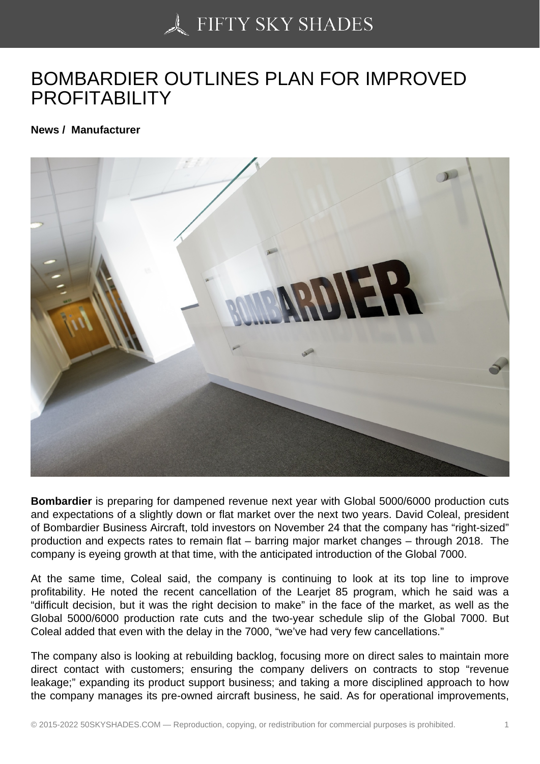# BOMBARDIER OUTLINES PLAN FOR IMPROVED PROFITABILITY

**News / Manufacturer**

**Bombardier** is preparing for dampened revenue next year with Global 5000/6000 production cuts and expectations of a slightly down or flat market over the next two years. David Coleal, president of Bombardier Business Aircraft, told investors on November 24 that the company has "right-sized" production and expects rates to remain flat – barring major market changes – through 2018. The company is eyeing growth at that time, with the anticipated introduction of the Global 7000.

At the same time, Coleal said, the company is continuing to look at its top line to improve profitability. He noted the recent cancellation of the Learjet 85 program, which he said was a "difficult decision, but it was the right decision to make" in the face of the market, as well as the Global 5000/6000 production rate cuts and the two-year schedule slip of the Global 7000. But Coleal added that even with the delay in the 7000, "we've had very few cancellations."

The company also is looking at rebuilding backlog, focusing more on direct sales to maintain more direct contact with customers; ensuring the company delivers on contracts to stop "revenue leakage;" expanding its product support business; and taking a more disciplined approach to how the company manages its pre-owned aircraft business, he said. As for operational improvements,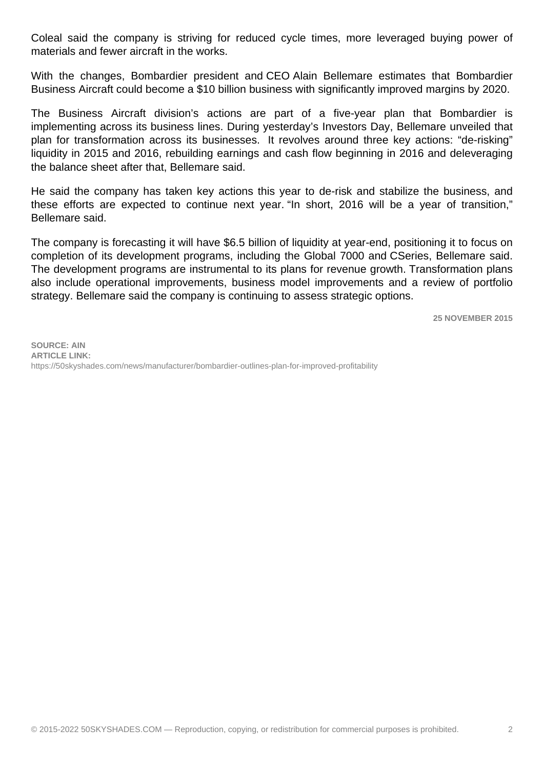Coleal said the company is striving for reduced cycle times, more leveraged buying power of materials and fewer aircraft in the works.

With the changes, Bombardier president and CEO Alain Bellemare estimates that Bombardier Business Aircraft could become a $10 billion business with significantly improved margins by 2020.

The Business Aircraft division's actions are part of a five-year plan that Bombardier is implementing across its business lines. During yesterday's Investors Day, Bellemare unveiled that plan for transformation across its businesses. It revolves around three key actions: "de-risking" liquidity in 2015 and 2016, rebuilding earnings and cash flow beginning in 2016 and deleveraging the balance sheet after that, Bellemare said.

He said the company has taken key actions this year to de-risk and stabilize the business, and these efforts are expected to continue next year. "In short, 2016 will be a year of transition," Bellemare said.

The company is forecasting it will have $6.5 billion of liquidity at year-end, positioning it to focus on completion of its development programs, including the Global 7000 and CSeries, Bellemare said. The development programs are instrumental to its plans for revenue growth. Transformation plans also include operational improvements, business model improvements and a review of portfolio strategy. Bellemare said the company is continuing to assess strategic options.

**25 NOVEMBER 2015**

**SOURCE: AIN**
**ARTICLE LINK:**
https://50skyshades.com/news/manufacturer/bombardier-outlines-plan-for-improved-profitability